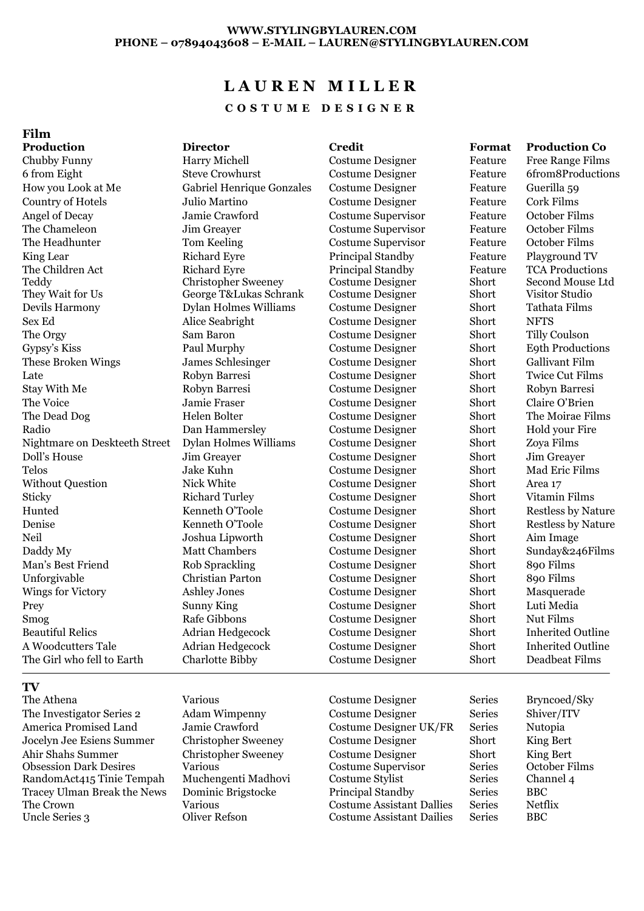**WWW.STYLINGBYLAUREN.COM**
**PHONE – 07894043608 – E-MAIL – LAUREN@STYLINGBYLAUREN.COM**

# LAUREN MILLER

## COSTUME DESIGNER

### Film

| Production | Director | Credit | Format | Production Co |
|---|---|---|---|---|
| Chubby Funny | Harry Michell | Costume Designer | Feature | Free Range Films |
| 6 from Eight | Steve Crowhurst | Costume Designer | Feature | 6from8Productions |
| How you Look at Me | Gabriel Henrique Gonzales | Costume Designer | Feature | Guerilla 59 |
| Country of Hotels | Julio Martino | Costume Designer | Feature | Cork Films |
| Angel of Decay | Jamie Crawford | Costume Supervisor | Feature | October Films |
| The Chameleon | Jim Greayer | Costume Supervisor | Feature | October Films |
| The Headhunter | Tom Keeling | Costume Supervisor | Feature | October Films |
| King Lear | Richard Eyre | Principal Standby | Feature | Playground TV |
| The Children Act | Richard Eyre | Principal Standby | Feature | TCA Productions |
| Teddy | Christopher Sweeney | Costume Designer | Short | Second Mouse Ltd |
| They Wait for Us | George T&Lukas Schrank | Costume Designer | Short | Visitor Studio |
| Devils Harmony | Dylan Holmes Williams | Costume Designer | Short | Tathata Films |
| Sex Ed | Alice Seabright | Costume Designer | Short | NFTS |
| The Orgy | Sam Baron | Costume Designer | Short | Tilly Coulson |
| Gypsy's Kiss | Paul Murphy | Costume Designer | Short | E9th Productions |
| These Broken Wings | James Schlesinger | Costume Designer | Short | Gallivant Film |
| Late | Robyn Barresi | Costume Designer | Short | Twice Cut Films |
| Stay With Me | Robyn Barresi | Costume Designer | Short | Robyn Barresi |
| The Voice | Jamie Fraser | Costume Designer | Short | Claire O'Brien |
| The Dead Dog | Helen Bolter | Costume Designer | Short | The Moirae Films |
| Radio | Dan Hammersley | Costume Designer | Short | Hold your Fire |
| Nightmare on Deskteeth Street | Dylan Holmes Williams | Costume Designer | Short | Zoya Films |
| Doll's House | Jim Greayer | Costume Designer | Short | Jim Greayer |
| Telos | Jake Kuhn | Costume Designer | Short | Mad Eric Films |
| Without Question | Nick White | Costume Designer | Short | Area 17 |
| Sticky | Richard Turley | Costume Designer | Short | Vitamin Films |
| Hunted | Kenneth O'Toole | Costume Designer | Short | Restless by Nature |
| Denise | Kenneth O'Toole | Costume Designer | Short | Restless by Nature |
| Neil | Joshua Lipworth | Costume Designer | Short | Aim Image |
| Daddy My | Matt Chambers | Costume Designer | Short | Sunday&246Films |
| Man's Best Friend | Rob Sprackling | Costume Designer | Short | 890 Films |
| Unforgivable | Christian Parton | Costume Designer | Short | 890 Films |
| Wings for Victory | Ashley Jones | Costume Designer | Short | Masquerade |
| Prey | Sunny King | Costume Designer | Short | Luti Media |
| Smog | Rafe Gibbons | Costume Designer | Short | Nut Films |
| Beautiful Relics | Adrian Hedgecock | Costume Designer | Short | Inherited Outline |
| A Woodcutters Tale | Adrian Hedgecock | Costume Designer | Short | Inherited Outline |
| The Girl who fell to Earth | Charlotte Bibby | Costume Designer | Short | Deadbeat Films |

### TV

| Production | Director | Credit | Format | Production Co |
|---|---|---|---|---|
| The Athena | Various | Costume Designer | Series | Bryncoed/Sky |
| The Investigator Series 2 | Adam Wimpenny | Costume Designer | Series | Shiver/ITV |
| America Promised Land | Jamie Crawford | Costume Designer UK/FR | Series | Nutopia |
| Jocelyn Jee Esiens Summer | Christopher Sweeney | Costume Designer | Short | King Bert |
| Ahir Shahs Summer | Christopher Sweeney | Costume Designer | Short | King Bert |
| Obsession Dark Desires | Various | Costume Supervisor | Series | October Films |
| RandomAct415 Tinie Tempah | Muchengenti Madhovi | Costume Stylist | Series | Channel 4 |
| Tracey Ulman Break the News | Dominic Brigstocke | Principal Standby | Series | BBC |
| The Crown | Various | Costume Assistant Dallies | Series | Netflix |
| Uncle Series 3 | Oliver Refson | Costume Assistant Dailies | Series | BBC |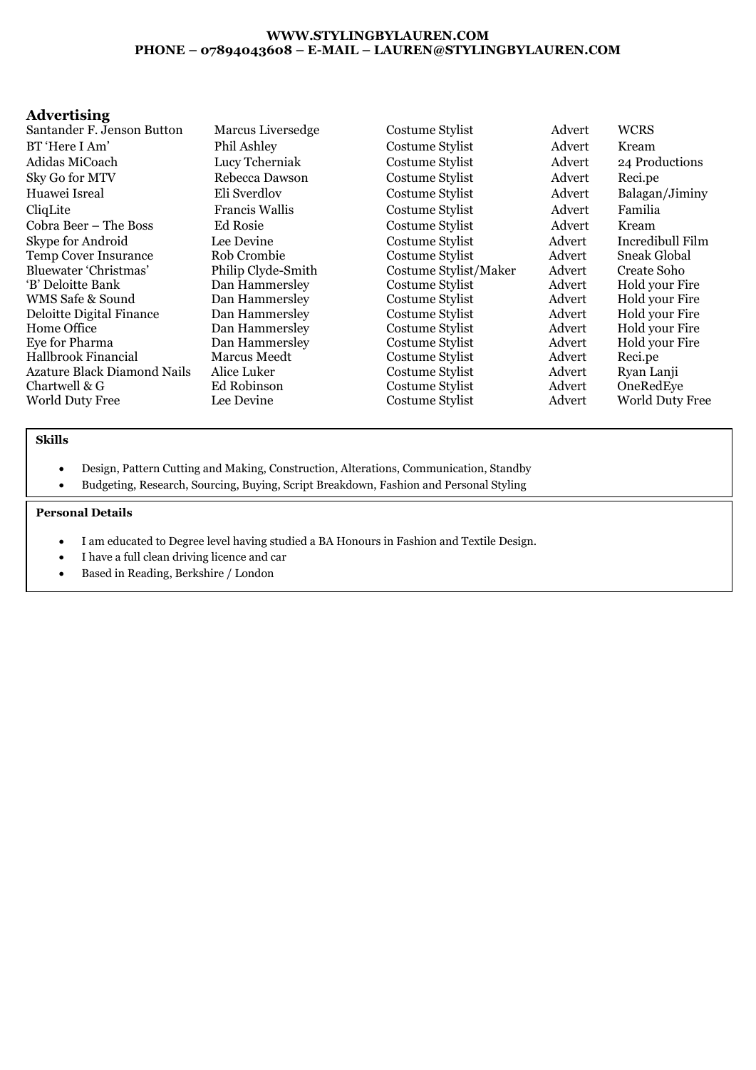**WWW.STYLINGBYLAUREN.COM**
**PHONE – 07894043608 – E-MAIL – LAUREN@STYLINGBYLAUREN.COM**

## Advertising

| | | | | |
|---|---|---|---|---|
| Santander F. Jenson Button | Marcus Liversedge | Costume Stylist | Advert | WCRS |
| BT 'Here I Am' | Phil Ashley | Costume Stylist | Advert | Kream |
| Adidas MiCoach | Lucy Tcherniak | Costume Stylist | Advert | 24 Productions |
| Sky Go for MTV | Rebecca Dawson | Costume Stylist | Advert | Reci.pe |
| Huawei Isreal | Eli Sverdlov | Costume Stylist | Advert | Balagan/Jiminy |
| CliqLite | Francis Wallis | Costume Stylist | Advert | Familia |
| Cobra Beer – The Boss | Ed Rosie | Costume Stylist | Advert | Kream |
| Skype for Android | Lee Devine | Costume Stylist | Advert | Incredibull Film |
| Temp Cover Insurance | Rob Crombie | Costume Stylist | Advert | Sneak Global |
| Bluewater 'Christmas' | Philip Clyde-Smith | Costume Stylist/Maker | Advert | Create Soho |
| 'B' Deloitte Bank | Dan Hammersley | Costume Stylist | Advert | Hold your Fire |
| WMS Safe & Sound | Dan Hammersley | Costume Stylist | Advert | Hold your Fire |
| Deloitte Digital Finance | Dan Hammersley | Costume Stylist | Advert | Hold your Fire |
| Home Office | Dan Hammersley | Costume Stylist | Advert | Hold your Fire |
| Eye for Pharma | Dan Hammersley | Costume Stylist | Advert | Hold your Fire |
| Hallbrook Financial | Marcus Meedt | Costume Stylist | Advert | Reci.pe |
| Azature Black Diamond Nails | Alice Luker | Costume Stylist | Advert | Ryan Lanji |
| Chartwell & G | Ed Robinson | Costume Stylist | Advert | OneRedEye |
| World Duty Free | Lee Devine | Costume Stylist | Advert | World Duty Free |

**Skills**

- Design, Pattern Cutting and Making, Construction, Alterations, Communication, Standby
- Budgeting, Research, Sourcing, Buying, Script Breakdown, Fashion and Personal Styling

**Personal Details**

- I am educated to Degree level having studied a BA Honours in Fashion and Textile Design.
- I have a full clean driving licence and car
- Based in Reading, Berkshire / London